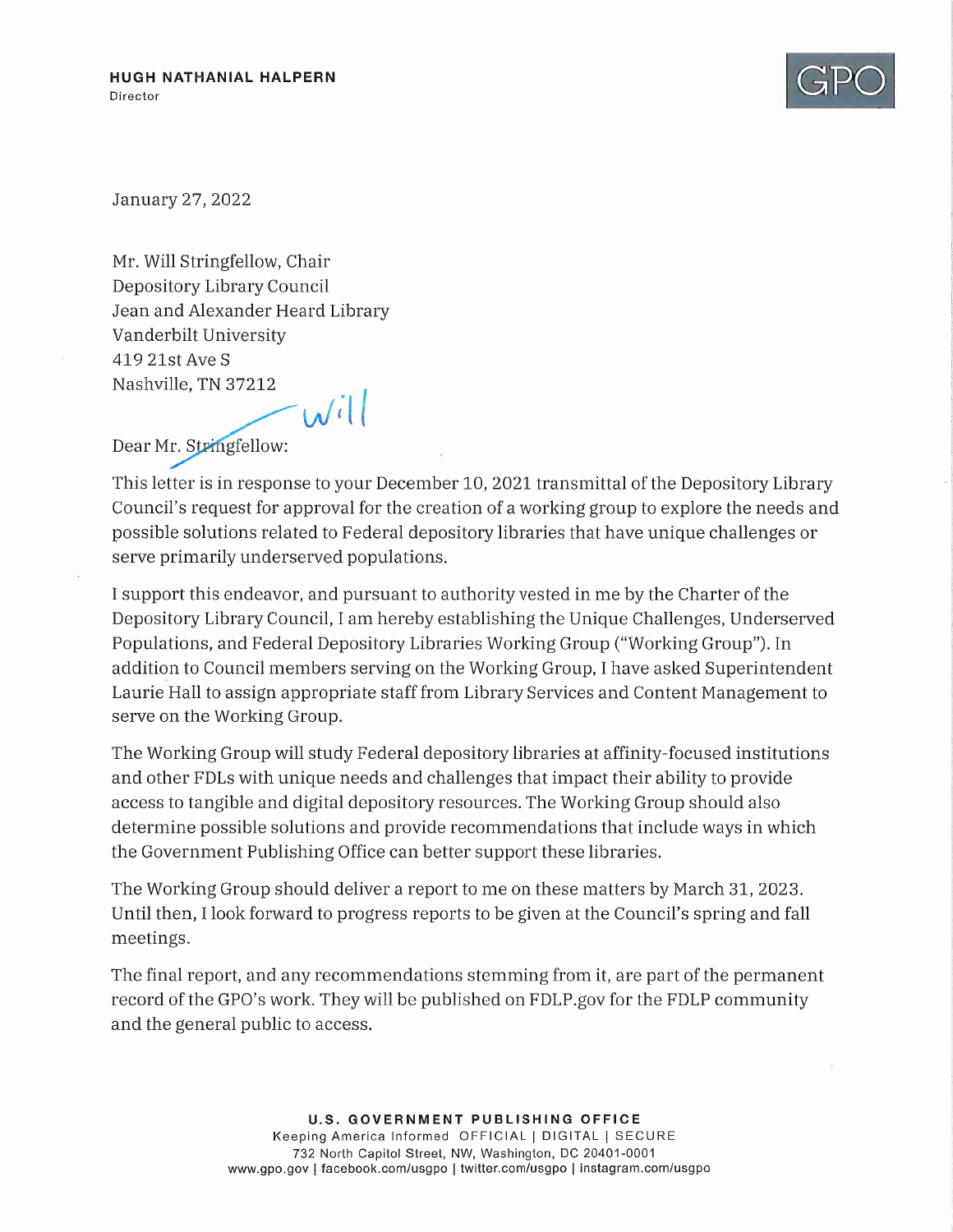**HUGH NATHANIAL HALPERN**
Director

GPO

January 27, 2022

Mr. Will Stringfellow, Chair
Depository Library Council
Jean and Alexander Heard Library
Vanderbilt University
419 21st Ave S
Nashville, TN 37212

Dear ~~Mr. Stringfellow~~ Will:

This letter is in response to your December 10, 2021 transmittal of the Depository Library Council's request for approval for the creation of a working group to explore the needs and possible solutions related to Federal depository libraries that have unique challenges or serve primarily underserved populations.

I support this endeavor, and pursuant to authority vested in me by the Charter of the Depository Library Council, I am hereby establishing the Unique Challenges, Underserved Populations, and Federal Depository Libraries Working Group ("Working Group"). In addition to Council members serving on the Working Group, I have asked Superintendent Laurie Hall to assign appropriate staff from Library Services and Content Management to serve on the Working Group.

The Working Group will study Federal depository libraries at affinity-focused institutions and other FDLs with unique needs and challenges that impact their ability to provide access to tangible and digital depository resources. The Working Group should also determine possible solutions and provide recommendations that include ways in which the Government Publishing Office can better support these libraries.

The Working Group should deliver a report to me on these matters by March 31, 2023. Until then, I look forward to progress reports to be given at the Council's spring and fall meetings.

The final report, and any recommendations stemming from it, are part of the permanent record of the GPO's work. They will be published on FDLP.gov for the FDLP community and the general public to access.

**U.S. GOVERNMENT PUBLISHING OFFICE**
Keeping America Informed OFFICIAL | DIGITAL | SECURE
732 North Capitol Street, NW, Washington, DC 20401-0001
www.gpo.gov | facebook.com/usgpo | twitter.com/usgpo | instagram.com/usgpo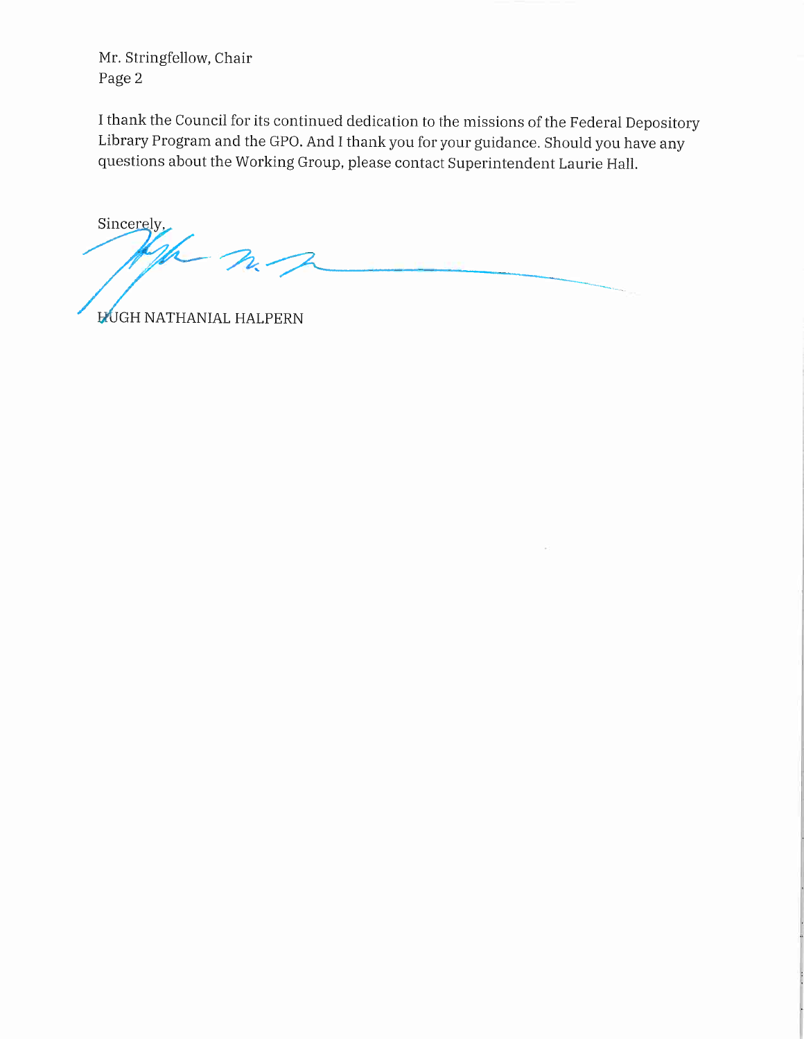Mr. Stringfellow, Chair

I thank the Council for its continued dedication to the missions of the Federal Depository Library Program and the GPO. And I thank you for your guidance. Should you have any questions about the Working Group, please contact Superintendent Laurie Hall.

Sincerely,

HUGH NATHANIAL HALPERN